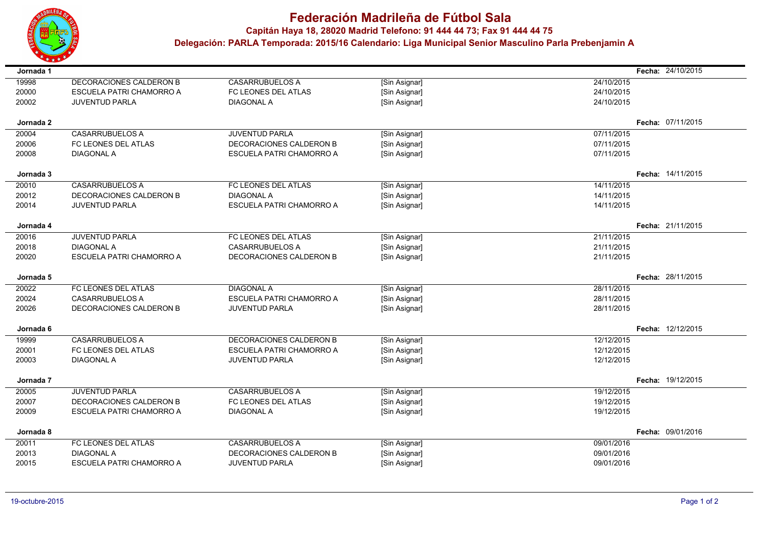# Federación Madrileña de Fútbol Sala

**Capitán Haya 18, 28020 Madrid Telefono: 91 444 44 73; Fax 91 444 44 75**

**Delegación: PARLA Temporada: 2015/16 Calendario: Liga Municipal Senior Masculino Parla Prebenjamin A**

**Jornada 1** — **Fecha:** 24/10/2015

| | | | | |
|---|---|---|---|---|
| 19998 | DECORACIONES CALDERON B | CASARRUBUELOS A | [Sin Asignar] | 24/10/2015 |
| 20000 | ESCUELA PATRI CHAMORRO A | FC LEONES DEL ATLAS | [Sin Asignar] | 24/10/2015 |
| 20002 | JUVENTUD PARLA | DIAGONAL A | [Sin Asignar] | 24/10/2015 |

**Jornada 2** — **Fecha:** 07/11/2015

| | | | | |
|---|---|---|---|---|
| 20004 | CASARRUBUELOS A | JUVENTUD PARLA | [Sin Asignar] | 07/11/2015 |
| 20006 | FC LEONES DEL ATLAS | DECORACIONES CALDERON B | [Sin Asignar] | 07/11/2015 |
| 20008 | DIAGONAL A | ESCUELA PATRI CHAMORRO A | [Sin Asignar] | 07/11/2015 |

**Jornada 3** — **Fecha:** 14/11/2015

| | | | | |
|---|---|---|---|---|
| 20010 | CASARRUBUELOS A | FC LEONES DEL ATLAS | [Sin Asignar] | 14/11/2015 |
| 20012 | DECORACIONES CALDERON B | DIAGONAL A | [Sin Asignar] | 14/11/2015 |
| 20014 | JUVENTUD PARLA | ESCUELA PATRI CHAMORRO A | [Sin Asignar] | 14/11/2015 |

**Jornada 4** — **Fecha:** 21/11/2015

| | | | | |
|---|---|---|---|---|
| 20016 | JUVENTUD PARLA | FC LEONES DEL ATLAS | [Sin Asignar] | 21/11/2015 |
| 20018 | DIAGONAL A | CASARRUBUELOS A | [Sin Asignar] | 21/11/2015 |
| 20020 | ESCUELA PATRI CHAMORRO A | DECORACIONES CALDERON B | [Sin Asignar] | 21/11/2015 |

**Jornada 5** — **Fecha:** 28/11/2015

| | | | | |
|---|---|---|---|---|
| 20022 | FC LEONES DEL ATLAS | DIAGONAL A | [Sin Asignar] | 28/11/2015 |
| 20024 | CASARRUBUELOS A | ESCUELA PATRI CHAMORRO A | [Sin Asignar] | 28/11/2015 |
| 20026 | DECORACIONES CALDERON B | JUVENTUD PARLA | [Sin Asignar] | 28/11/2015 |

**Jornada 6** — **Fecha:** 12/12/2015

| | | | | |
|---|---|---|---|---|
| 19999 | CASARRUBUELOS A | DECORACIONES CALDERON B | [Sin Asignar] | 12/12/2015 |
| 20001 | FC LEONES DEL ATLAS | ESCUELA PATRI CHAMORRO A | [Sin Asignar] | 12/12/2015 |
| 20003 | DIAGONAL A | JUVENTUD PARLA | [Sin Asignar] | 12/12/2015 |

**Jornada 7** — **Fecha:** 19/12/2015

| | | | | |
|---|---|---|---|---|
| 20005 | JUVENTUD PARLA | CASARRUBUELOS A | [Sin Asignar] | 19/12/2015 |
| 20007 | DECORACIONES CALDERON B | FC LEONES DEL ATLAS | [Sin Asignar] | 19/12/2015 |
| 20009 | ESCUELA PATRI CHAMORRO A | DIAGONAL A | [Sin Asignar] | 19/12/2015 |

**Jornada 8** — **Fecha:** 09/01/2016

| | | | | |
|---|---|---|---|---|
| 20011 | FC LEONES DEL ATLAS | CASARRUBUELOS A | [Sin Asignar] | 09/01/2016 |
| 20013 | DIAGONAL A | DECORACIONES CALDERON B | [Sin Asignar] | 09/01/2016 |
| 20015 | ESCUELA PATRI CHAMORRO A | JUVENTUD PARLA | [Sin Asignar] | 09/01/2016 |

19-octubre-2015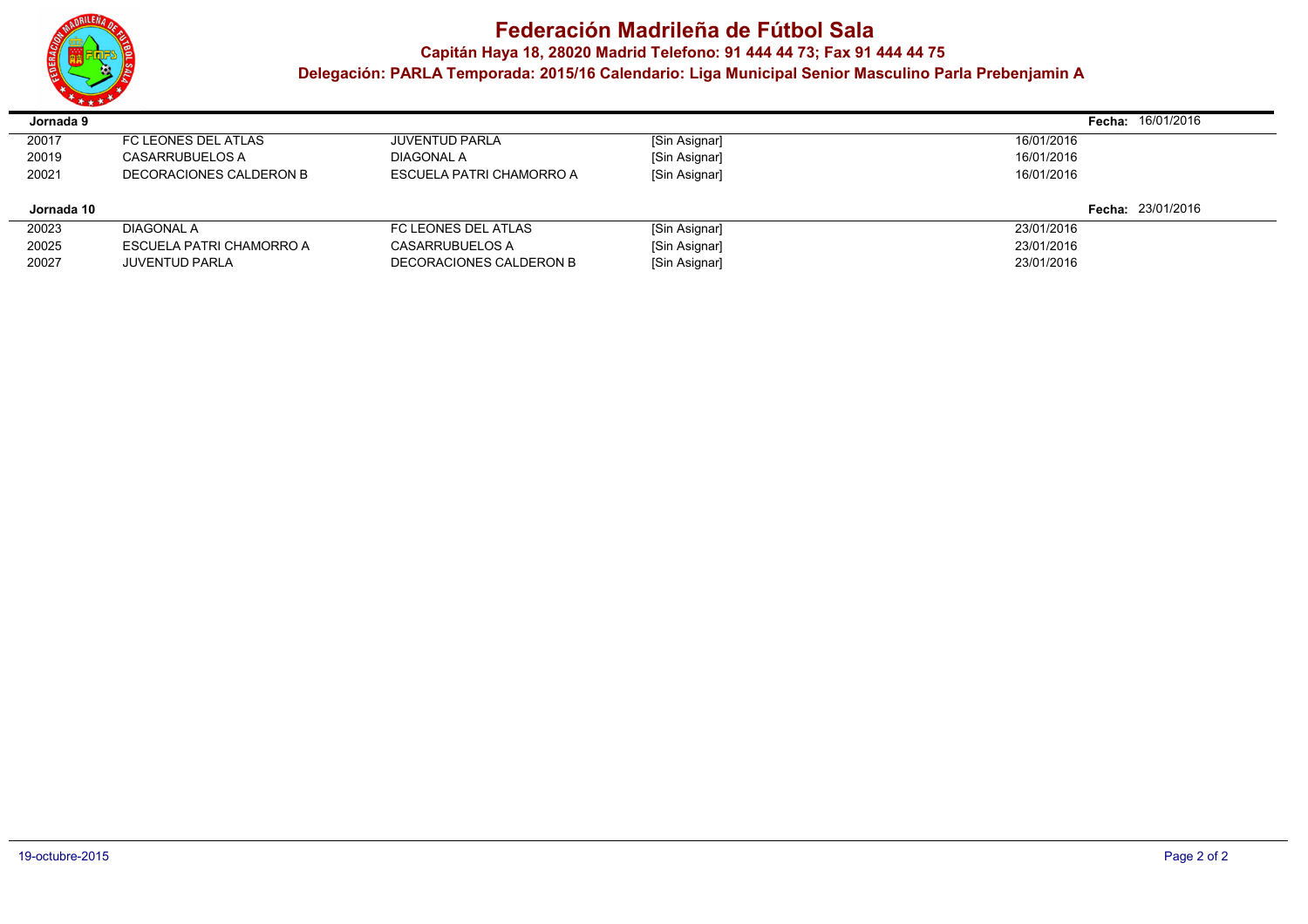# Federación Madrileña de Fútbol Sala

**Capitán Haya 18, 28020 Madrid Telefono: 91 444 44 73; Fax 91 444 44 75**

**Delegación: PARLA Temporada: 2015/16 Calendario: Liga Municipal Senior Masculino Parla Prebenjamin A**

**Jornada 9** — **Fecha:** 16/01/2016

| | | | | |
|---|---|---|---|---|
| 20017 | FC LEONES DEL ATLAS | JUVENTUD PARLA | [Sin Asignar] | 16/01/2016 |
| 20019 | CASARRUBUELOS A | DIAGONAL A | [Sin Asignar] | 16/01/2016 |
| 20021 | DECORACIONES CALDERON B | ESCUELA PATRI CHAMORRO A | [Sin Asignar] | 16/01/2016 |

**Jornada 10** — **Fecha:** 23/01/2016

| | | | | |
|---|---|---|---|---|
| 20023 | DIAGONAL A | FC LEONES DEL ATLAS | [Sin Asignar] | 23/01/2016 |
| 20025 | ESCUELA PATRI CHAMORRO A | CASARRUBUELOS A | [Sin Asignar] | 23/01/2016 |
| 20027 | JUVENTUD PARLA | DECORACIONES CALDERON B | [Sin Asignar] | 23/01/2016 |

19-octubre-2015